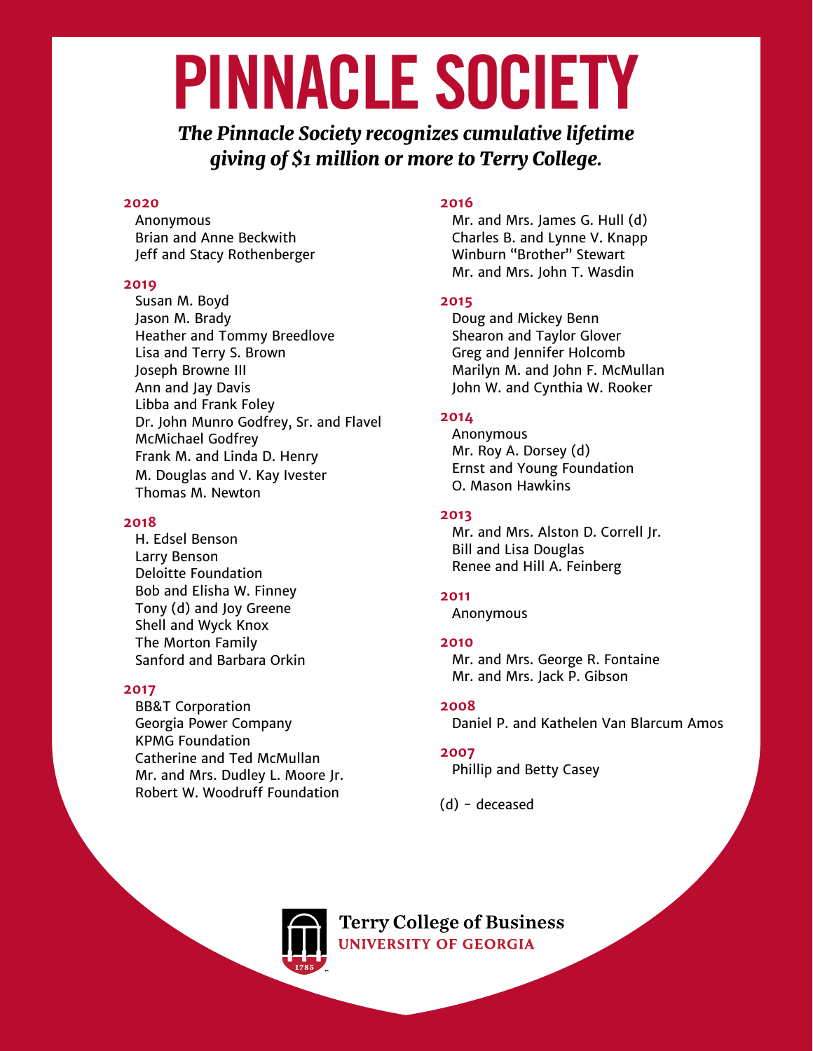# PINNACLE SOCIETY

***The Pinnacle Society recognizes cumulative lifetime giving of $1 million or more to Terry College.***

**2020**

Anonymous
Brian and Anne Beckwith
Jeff and Stacy Rothenberger

**2019**

Susan M. Boyd
Jason M. Brady
Heather and Tommy Breedlove
Lisa and Terry S. Brown
Joseph Browne III
Ann and Jay Davis
Libba and Frank Foley
Dr. John Munro Godfrey, Sr. and Flavel McMichael Godfrey
Frank M. and Linda D. Henry
M. Douglas and V. Kay Ivester
Thomas M. Newton

**2018**

H. Edsel Benson
Larry Benson
Deloitte Foundation
Bob and Elisha W. Finney
Tony (d) and Joy Greene
Shell and Wyck Knox
The Morton Family
Sanford and Barbara Orkin

**2017**

BB&T Corporation
Georgia Power Company
KPMG Foundation
Catherine and Ted McMullan
Mr. and Mrs. Dudley L. Moore Jr.
Robert W. Woodruff Foundation

**2016**

Mr. and Mrs. James G. Hull (d)
Charles B. and Lynne V. Knapp
Winburn "Brother" Stewart
Mr. and Mrs. John T. Wasdin

**2015**

Doug and Mickey Benn
Shearon and Taylor Glover
Greg and Jennifer Holcomb
Marilyn M. and John F. McMullan
John W. and Cynthia W. Rooker

**2014**

Anonymous
Mr. Roy A. Dorsey (d)
Ernst and Young Foundation
O. Mason Hawkins

**2013**

Mr. and Mrs. Alston D. Correll Jr.
Bill and Lisa Douglas
Renee and Hill A. Feinberg

**2011**

Anonymous

**2010**

Mr. and Mrs. George R. Fontaine
Mr. and Mrs. Jack P. Gibson

**2008**

Daniel P. and Kathelen Van Blarcum Amos

**2007**

Phillip and Betty Casey

(d) - deceased

Terry College of Business
UNIVERSITY OF GEORGIA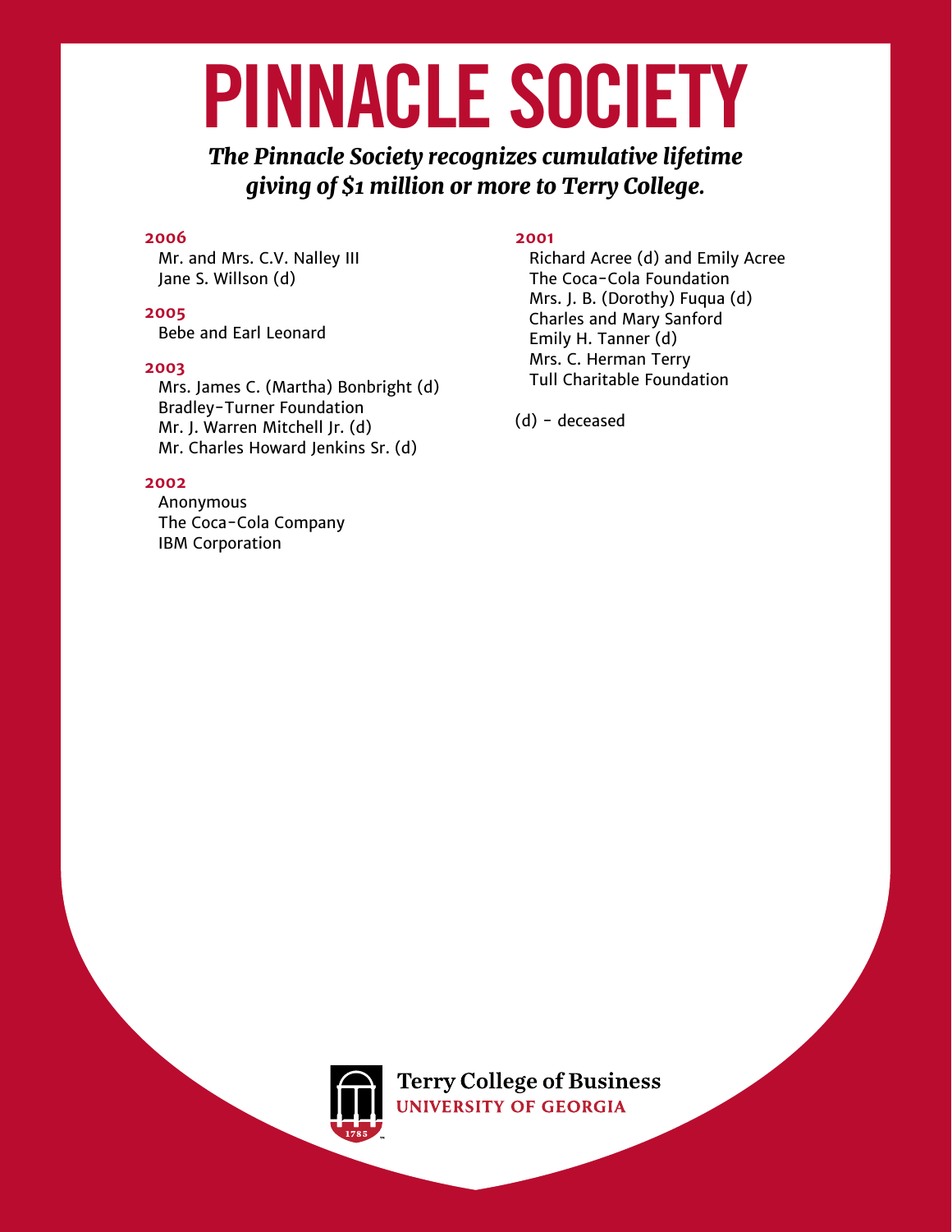# PINNACLE SOCIETY

***The Pinnacle Society recognizes cumulative lifetime giving of $1 million or more to Terry College.***

**2006**

Mr. and Mrs. C.V. Nalley III
Jane S. Willson (d)

**2005**

Bebe and Earl Leonard

**2003**

Mrs. James C. (Martha) Bonbright (d)
Bradley-Turner Foundation
Mr. J. Warren Mitchell Jr. (d)
Mr. Charles Howard Jenkins Sr. (d)

**2002**

Anonymous
The Coca-Cola Company
IBM Corporation

**2001**

Richard Acree (d) and Emily Acree
The Coca-Cola Foundation
Mrs. J. B. (Dorothy) Fuqua (d)
Charles and Mary Sanford
Emily H. Tanner (d)
Mrs. C. Herman Terry
Tull Charitable Foundation

(d) - deceased

Terry College of Business
UNIVERSITY OF GEORGIA